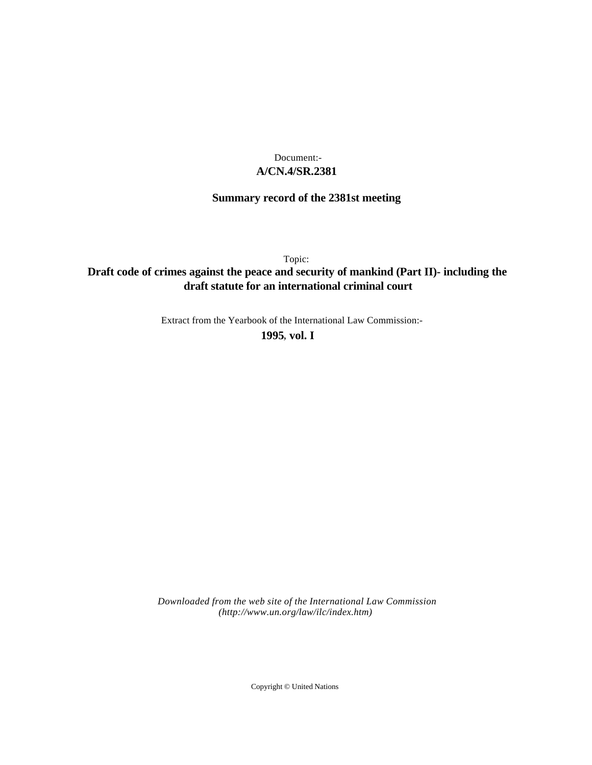Document:-

**A/CN.4/SR.2381**

**Summary record of the 2381st meeting**

Topic:

**Draft code of crimes against the peace and security of mankind (Part II)- including the draft statute for an international criminal court**

Extract from the Yearbook of the International Law Commission:-

**1995, vol. I**

*Downloaded from the web site of the International Law Commission (http://www.un.org/law/ilc/index.htm)*

Copyright © United Nations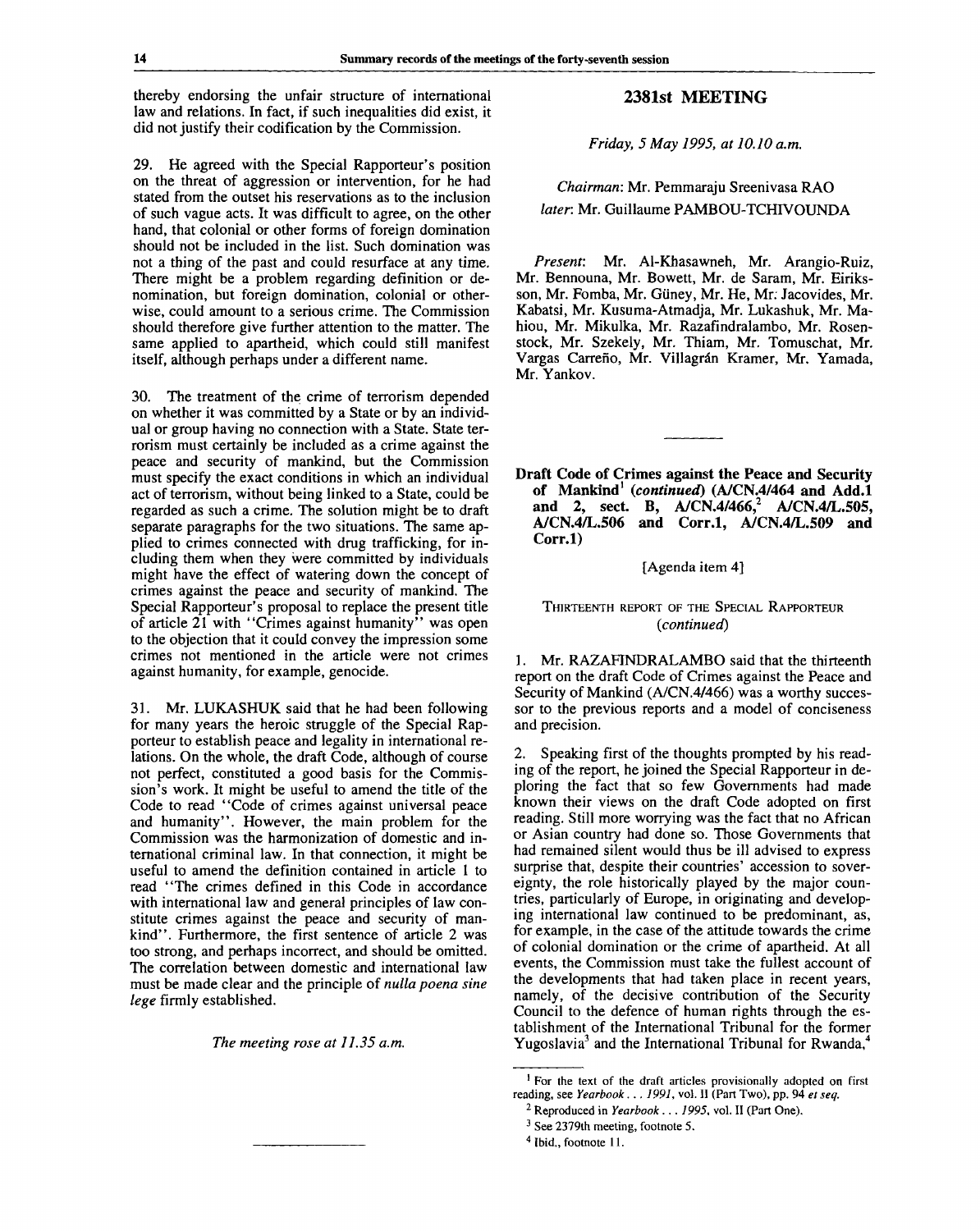thereby endorsing the unfair structure of international law and relations. In fact, if such inequalities did exist, it did not justify their codification by the Commission.

29. He agreed with the Special Rapporteur's position on the threat of aggression or intervention, for he had stated from the outset his reservations as to the inclusion of such vague acts. It was difficult to agree, on the other hand, that colonial or other forms of foreign domination should not be included in the list. Such domination was not a thing of the past and could resurface at any time. There might be a problem regarding definition or denomination, but foreign domination, colonial or otherwise, could amount to a serious crime. The Commission should therefore give further attention to the matter. The same applied to apartheid, which could still manifest itself, although perhaps under a different name.

30. The treatment of the crime of terrorism depended on whether it was committed by a State or by an individual or group having no connection with a State. State terrorism must certainly be included as a crime against the peace and security of mankind, but the Commission must specify the exact conditions in which an individual act of terrorism, without being linked to a State, could be regarded as such a crime. The solution might be to draft separate paragraphs for the two situations. The same applied to crimes connected with drug trafficking, for including them when they were committed by individuals might have the effect of watering down the concept of crimes against the peace and security of mankind. The Special Rapporteur's proposal to replace the present title of article 21 with "Crimes against humanity" was open to the objection that it could convey the impression some crimes not mentioned in the article were not crimes against humanity, for example, genocide.

31. Mr. LUKASHUK said that he had been following for many years the heroic struggle of the Special Rapporteur to establish peace and legality in international relations. On the whole, the draft Code, although of course not perfect, constituted a good basis for the Commission's work. It might be useful to amend the title of the Code to read "Code of crimes against universal peace and humanity". However, the main problem for the Commission was the harmonization of domestic and international criminal law. In that connection, it might be useful to amend the definition contained in article 1 to read "The crimes defined in this Code in accordance with international law and general principles of law constitute crimes against the peace and security of mankind". Furthermore, the first sentence of article 2 was too strong, and perhaps incorrect, and should be omitted. The correlation between domestic and international law must be made clear and the principle of *nulla poena sine lege* firmly established.

*The meeting rose at 11.35 a.m.*

---

## 2381st MEETING

*Friday, 5 May 1995, at 10.10 a.m.*

*Chairman*: Mr. Pemmaraju Sreenivasa RAO

*later*: Mr. Guillaume PAMBOU-TCHIVOUNDA

*Present*: Mr. Al-Khasawneh, Mr. Arangio-Ruiz, Mr. Bennouna, Mr. Bowett, Mr. de Saram, Mr. Eiriksson, Mr. Fomba, Mr. Güney, Mr. He, Mr. Jacovides, Mr. Kabatsi, Mr. Kusuma-Atmadja, Mr. Lukashuk, Mr. Mahiou, Mr. Mikulka, Mr. Razafindralambo, Mr. Rosenstock, Mr. Szekely, Mr. Thiam, Mr. Tomuschat, Mr. Vargas Carreño, Mr. Villagrán Kramer, Mr. Yamada, Mr. Yankov.

---

### Draft Code of Crimes against the Peace and Security of Mankind[1] (*continued*) (A/CN.4/464 and Add.1 and 2, sect. B, A/CN.4/466,[2] A/CN.4/L.505, A/CN.4/L.506 and Corr.1, A/CN.4/L.509 and Corr.1)

[Agenda item 4]

#### THIRTEENTH REPORT OF THE SPECIAL RAPPORTEUR (*continued*)

1. Mr. RAZAFINDRALAMBO said that the thirteenth report on the draft Code of Crimes against the Peace and Security of Mankind (A/CN.4/466) was a worthy successor to the previous reports and a model of conciseness and precision.

2. Speaking first of the thoughts prompted by his reading of the report, he joined the Special Rapporteur in deploring the fact that so few Governments had made known their views on the draft Code adopted on first reading. Still more worrying was the fact that no African or Asian country had done so. Those Governments that had remained silent would thus be ill advised to express surprise that, despite their countries' accession to sovereignty, the role historically played by the major countries, particularly of Europe, in originating and developing international law continued to be predominant, as, for example, in the case of the attitude towards the crime of colonial domination or the crime of apartheid. At all events, the Commission must take the fullest account of the developments that had taken place in recent years, namely, of the decisive contribution of the Security Council to the defence of human rights through the establishment of the International Tribunal for the former Yugoslavia[3] and the International Tribunal for Rwanda,[4]

---

[1] For the text of the draft articles provisionally adopted on first reading, see *Yearbook . . . 1991*, vol. II (Part Two), pp. 94 *et seq.*

[2] Reproduced in *Yearbook . . . 1995*, vol. II (Part One).

[3] See 2379th meeting, footnote 5.

[4] Ibid., footnote 11.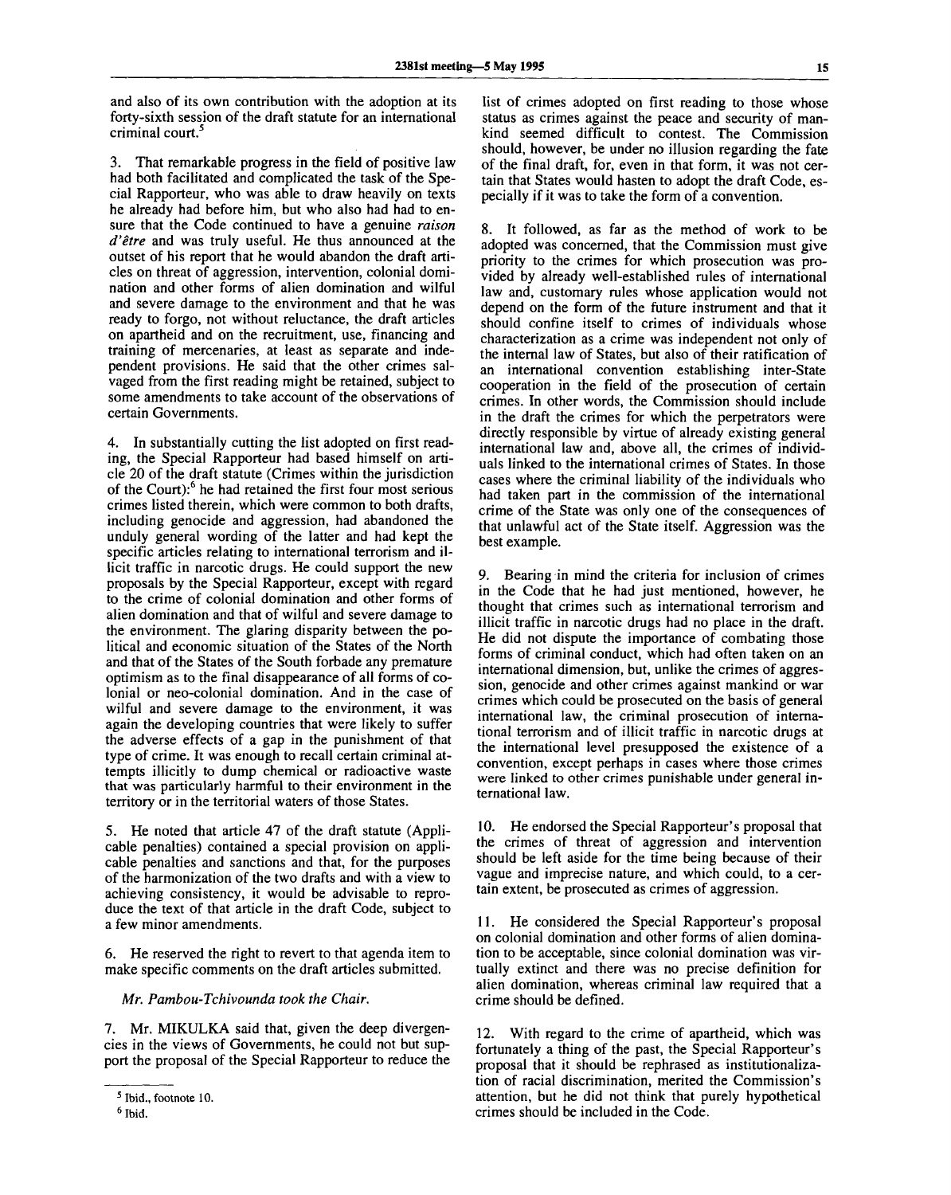and also of its own contribution with the adoption at its forty-sixth session of the draft statute for an international criminal court.[5]

3. That remarkable progress in the field of positive law had both facilitated and complicated the task of the Special Rapporteur, who was able to draw heavily on texts he already had before him, but who also had had to ensure that the Code continued to have a genuine *raison d'être* and was truly useful. He thus announced at the outset of his report that he would abandon the draft articles on threat of aggression, intervention, colonial domination and other forms of alien domination and wilful and severe damage to the environment and that he was ready to forgo, not without reluctance, the draft articles on apartheid and on the recruitment, use, financing and training of mercenaries, at least as separate and independent provisions. He said that the other crimes salvaged from the first reading might be retained, subject to some amendments to take account of the observations of certain Governments.

4. In substantially cutting the list adopted on first reading, the Special Rapporteur had based himself on article 20 of the draft statute (Crimes within the jurisdiction of the Court):[6] he had retained the first four most serious crimes listed therein, which were common to both drafts, including genocide and aggression, had abandoned the unduly general wording of the latter and had kept the specific articles relating to international terrorism and illicit traffic in narcotic drugs. He could support the new proposals by the Special Rapporteur, except with regard to the crime of colonial domination and other forms of alien domination and that of wilful and severe damage to the environment. The glaring disparity between the political and economic situation of the States of the North and that of the States of the South forbade any premature optimism as to the final disappearance of all forms of colonial or neo-colonial domination. And in the case of wilful and severe damage to the environment, it was again the developing countries that were likely to suffer the adverse effects of a gap in the punishment of that type of crime. It was enough to recall certain criminal attempts illicitly to dump chemical or radioactive waste that was particularly harmful to their environment in the territory or in the territorial waters of those States.

5. He noted that article 47 of the draft statute (Applicable penalties) contained a special provision on applicable penalties and sanctions and that, for the purposes of the harmonization of the two drafts and with a view to achieving consistency, it would be advisable to reproduce the text of that article in the draft Code, subject to a few minor amendments.

6. He reserved the right to revert to that agenda item to make specific comments on the draft articles submitted.

*Mr. Pambou-Tchivounda took the Chair.*

7. Mr. MIKULKA said that, given the deep divergencies in the views of Governments, he could not but support the proposal of the Special Rapporteur to reduce the list of crimes adopted on first reading to those whose status as crimes against the peace and security of mankind seemed difficult to contest. The Commission should, however, be under no illusion regarding the fate of the final draft, for, even in that form, it was not certain that States would hasten to adopt the draft Code, especially if it was to take the form of a convention.

8. It followed, as far as the method of work to be adopted was concerned, that the Commission must give priority to the crimes for which prosecution was provided by already well-established rules of international law and, customary rules whose application would not depend on the form of the future instrument and that it should confine itself to crimes of individuals whose characterization as a crime was independent not only of the internal law of States, but also of their ratification of an international convention establishing inter-State cooperation in the field of the prosecution of certain crimes. In other words, the Commission should include in the draft the crimes for which the perpetrators were directly responsible by virtue of already existing general international law and, above all, the crimes of individuals linked to the international crimes of States. In those cases where the criminal liability of the individuals who had taken part in the commission of the international crime of the State was only one of the consequences of that unlawful act of the State itself. Aggression was the best example.

9. Bearing in mind the criteria for inclusion of crimes in the Code that he had just mentioned, however, he thought that crimes such as international terrorism and illicit traffic in narcotic drugs had no place in the draft. He did not dispute the importance of combating those forms of criminal conduct, which had often taken on an international dimension, but, unlike the crimes of aggression, genocide and other crimes against mankind or war crimes which could be prosecuted on the basis of general international law, the criminal prosecution of international terrorism and of illicit traffic in narcotic drugs at the international level presupposed the existence of a convention, except perhaps in cases where those crimes were linked to other crimes punishable under general international law.

10. He endorsed the Special Rapporteur's proposal that the crimes of threat of aggression and intervention should be left aside for the time being because of their vague and imprecise nature, and which could, to a certain extent, be prosecuted as crimes of aggression.

11. He considered the Special Rapporteur's proposal on colonial domination and other forms of alien domination to be acceptable, since colonial domination was virtually extinct and there was no precise definition for alien domination, whereas criminal law required that a crime should be defined.

12. With regard to the crime of apartheid, which was fortunately a thing of the past, the Special Rapporteur's proposal that it should be rephrased as institutionalization of racial discrimination, merited the Commission's attention, but he did not think that purely hypothetical crimes should be included in the Code.

---

[5] Ibid., footnote 10.

[6] Ibid.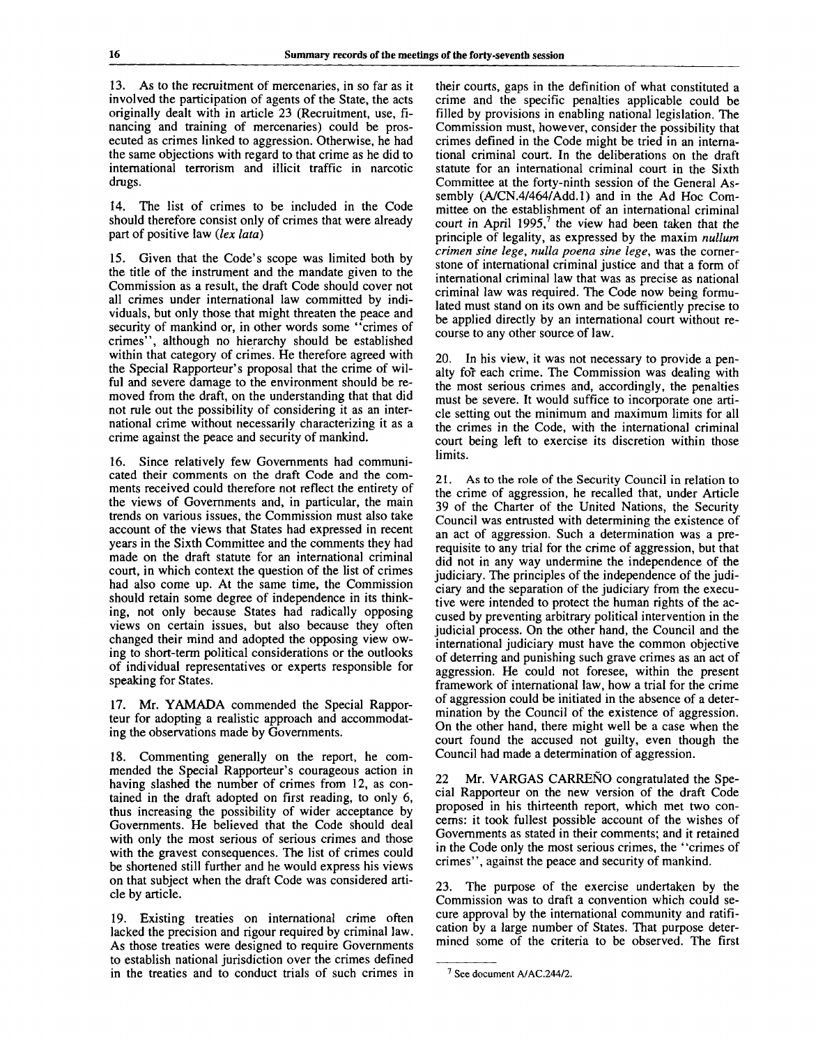13. As to the recruitment of mercenaries, in so far as it involved the participation of agents of the State, the acts originally dealt with in article 23 (Recruitment, use, financing and training of mercenaries) could be prosecuted as crimes linked to aggression. Otherwise, he had the same objections with regard to that crime as he did to international terrorism and illicit traffic in narcotic drugs.

14. The list of crimes to be included in the Code should therefore consist only of crimes that were already part of positive law (*lex lata*)

15. Given that the Code's scope was limited both by the title of the instrument and the mandate given to the Commission as a result, the draft Code should cover not all crimes under international law committed by individuals, but only those that might threaten the peace and security of mankind or, in other words some "crimes of crimes", although no hierarchy should be established within that category of crimes. He therefore agreed with the Special Rapporteur's proposal that the crime of wilful and severe damage to the environment should be removed from the draft, on the understanding that that did not rule out the possibility of considering it as an international crime without necessarily characterizing it as a crime against the peace and security of mankind.

16. Since relatively few Governments had communicated their comments on the draft Code and the comments received could therefore not reflect the entirety of the views of Governments and, in particular, the main trends on various issues, the Commission must also take account of the views that States had expressed in recent years in the Sixth Committee and the comments they had made on the draft statute for an international criminal court, in which context the question of the list of crimes had also come up. At the same time, the Commission should retain some degree of independence in its thinking, not only because States had radically opposing views on certain issues, but also because they often changed their mind and adopted the opposing view owing to short-term political considerations or the outlooks of individual representatives or experts responsible for speaking for States.

17. Mr. YAMADA commended the Special Rapporteur for adopting a realistic approach and accommodating the observations made by Governments.

18. Commenting generally on the report, he commended the Special Rapporteur's courageous action in having slashed the number of crimes from 12, as contained in the draft adopted on first reading, to only 6, thus increasing the possibility of wider acceptance by Governments. He believed that the Code should deal with only the most serious of serious crimes and those with the gravest consequences. The list of crimes could be shortened still further and he would express his views on that subject when the draft Code was considered article by article.

19. Existing treaties on international crime often lacked the precision and rigour required by criminal law. As those treaties were designed to require Governments to establish national jurisdiction over the crimes defined in the treaties and to conduct trials of such crimes in their courts, gaps in the definition of what constituted a crime and the specific penalties applicable could be filled by provisions in enabling national legislation. The Commission must, however, consider the possibility that crimes defined in the Code might be tried in an international criminal court. In the deliberations on the draft statute for an international criminal court in the Sixth Committee at the forty-ninth session of the General Assembly (A/CN.4/464/Add.1) and in the Ad Hoc Committee on the establishment of an international criminal court in April 1995,[7] the view had been taken that the principle of legality, as expressed by the maxim *nullum crimen sine lege, nulla poena sine lege*, was the cornerstone of international criminal justice and that a form of international criminal law that was as precise as national criminal law was required. The Code now being formulated must stand on its own and be sufficiently precise to be applied directly by an international court without recourse to any other source of law.

20. In his view, it was not necessary to provide a penalty for each crime. The Commission was dealing with the most serious crimes and, accordingly, the penalties must be severe. It would suffice to incorporate one article setting out the minimum and maximum limits for all the crimes in the Code, with the international criminal court being left to exercise its discretion within those limits.

21. As to the role of the Security Council in relation to the crime of aggression, he recalled that, under Article 39 of the Charter of the United Nations, the Security Council was entrusted with determining the existence of an act of aggression. Such a determination was a prerequisite to any trial for the crime of aggression, but that did not in any way undermine the independence of the judiciary. The principles of the independence of the judiciary and the separation of the judiciary from the executive were intended to protect the human rights of the accused by preventing arbitrary political intervention in the judicial process. On the other hand, the Council and the international judiciary must have the common objective of deterring and punishing such grave crimes as an act of aggression. He could not foresee, within the present framework of international law, how a trial for the crime of aggression could be initiated in the absence of a determination by the Council of the existence of aggression. On the other hand, there might well be a case when the court found the accused not guilty, even though the Council had made a determination of aggression.

22 Mr. VARGAS CARREÑO congratulated the Special Rapporteur on the new version of the draft Code proposed in his thirteenth report, which met two concerns: it took fullest possible account of the wishes of Governments as stated in their comments; and it retained in the Code only the most serious crimes, the "crimes of crimes", against the peace and security of mankind.

23. The purpose of the exercise undertaken by the Commission was to draft a convention which could secure approval by the international community and ratification by a large number of States. That purpose determined some of the criteria to be observed. The first

[7] See document A/AC.244/2.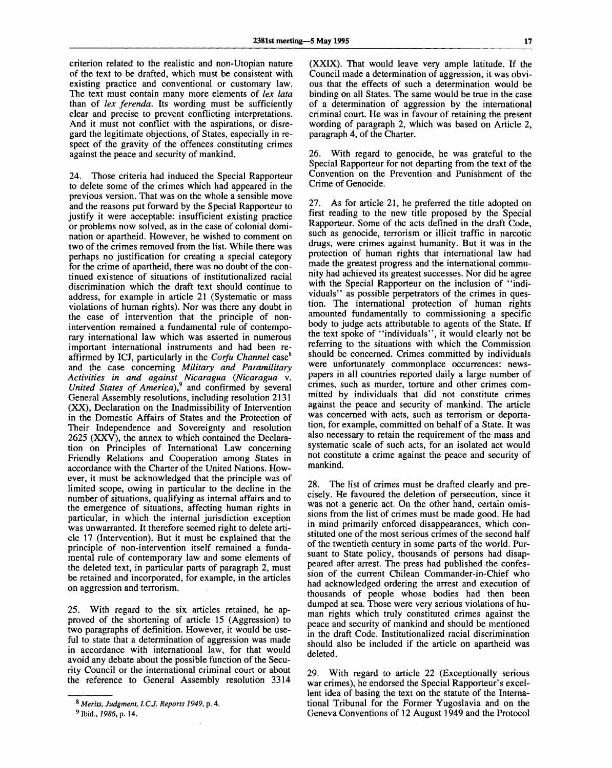criterion related to the realistic and non-Utopian nature of the text to be drafted, which must be consistent with existing practice and conventional or customary law. The text must contain many more elements of *lex lata* than of *lex ferenda*. Its wording must be sufficiently clear and precise to prevent conflicting interpretations. And it must not conflict with the aspirations, or disregard the legitimate objections, of States, especially in respect of the gravity of the offences constituting crimes against the peace and security of mankind.

24. Those criteria had induced the Special Rapporteur to delete some of the crimes which had appeared in the previous version. That was on the whole a sensible move and the reasons put forward by the Special Rapporteur to justify it were acceptable: insufficient existing practice or problems now solved, as in the case of colonial domination or apartheid. However, he wished to comment on two of the crimes removed from the list. While there was perhaps no justification for creating a special category for the crime of apartheid, there was no doubt of the continued existence of situations of institutionalized racial discrimination which the draft text should continue to address, for example in article 21 (Systematic or mass violations of human rights). Nor was there any doubt in the case of intervention that the principle of non-intervention remained a fundamental rule of contemporary international law which was asserted in numerous important international instruments and had been reaffirmed by ICJ, particularly in the *Corfu Channel* case[8] and the case concerning *Military and Paramilitary Activities in and against Nicaragua (Nicaragua* v. *United States of America)*,[9] and confirmed by several General Assembly resolutions, including resolution 2131 (XX), Declaration on the Inadmissibility of Intervention in the Domestic Affairs of States and the Protection of Their Independence and Sovereignty and resolution 2625 (XXV), the annex to which contained the Declaration on Principles of International Law concerning Friendly Relations and Cooperation among States in accordance with the Charter of the United Nations. However, it must be acknowledged that the principle was of limited scope, owing in particular to the decline in the number of situations, qualifying as internal affairs and to the emergence of situations, affecting human rights in particular, in which the internal jurisdiction exception was unwarranted. It therefore seemed right to delete article 17 (Intervention). But it must be explained that the principle of non-intervention itself remained a fundamental rule of contemporary law and some elements of the deleted text, in particular parts of paragraph 2, must be retained and incorporated, for example, in the articles on aggression and terrorism.

25. With regard to the six articles retained, he approved of the shortening of article 15 (Aggression) to two paragraphs of definition. However, it would be useful to state that a determination of aggression was made in accordance with international law, for that would avoid any debate about the possible function of the Security Council or the international criminal court or about the reference to General Assembly resolution 3314 (XXIX). That would leave very ample latitude. If the Council made a determination of aggression, it was obvious that the effects of such a determination would be binding on all States. The same would be true in the case of a determination of aggression by the international criminal court. He was in favour of retaining the present wording of paragraph 2, which was based on Article 2, paragraph 4, of the Charter.

26. With regard to genocide, he was grateful to the Special Rapporteur for not departing from the text of the Convention on the Prevention and Punishment of the Crime of Genocide.

27. As for article 21, he preferred the title adopted on first reading to the new title proposed by the Special Rapporteur. Some of the acts defined in the draft Code, such as genocide, terrorism or illicit traffic in narcotic drugs, were crimes against humanity. But it was in the protection of human rights that international law had made the greatest progress and the international community had achieved its greatest successes. Nor did he agree with the Special Rapporteur on the inclusion of "individuals" as possible perpetrators of the crimes in question. The international protection of human rights amounted fundamentally to commissioning a specific body to judge acts attributable to agents of the State. If the text spoke of "individuals", it would clearly not be referring to the situations with which the Commission should be concerned. Crimes committed by individuals were unfortunately commonplace occurrences: newspapers in all countries reported daily a large number of crimes, such as murder, torture and other crimes committed by individuals that did not constitute crimes against the peace and security of mankind. The article was concerned with acts, such as terrorism or deportation, for example, committed on behalf of a State. It was also necessary to retain the requirement of the mass and systematic scale of such acts, for an isolated act would not constitute a crime against the peace and security of mankind.

28. The list of crimes must be drafted clearly and precisely. He favoured the deletion of persecution, since it was not a generic act. On the other hand, certain omissions from the list of crimes must be made good. He had in mind primarily enforced disappearances, which constituted one of the most serious crimes of the second half of the twentieth century in some parts of the world. Pursuant to State policy, thousands of persons had disappeared after arrest. The press had published the confession of the current Chilean Commander-in-Chief who had acknowledged ordering the arrest and execution of thousands of people whose bodies had then been dumped at sea. Those were very serious violations of human rights which truly constituted crimes against the peace and security of mankind and should be mentioned in the draft Code. Institutionalized racial discrimination should also be included if the article on apartheid was deleted.

29. With regard to article 22 (Exceptionally serious war crimes), he endorsed the Special Rapporteur's excellent idea of basing the text on the statute of the International Tribunal for the Former Yugoslavia and on the Geneva Conventions of 12 August 1949 and the Protocol

---

[8] *Merits, Judgment, I.C.J. Reports 1949*, p. 4.

[9] Ibid., *1986*, p. 14.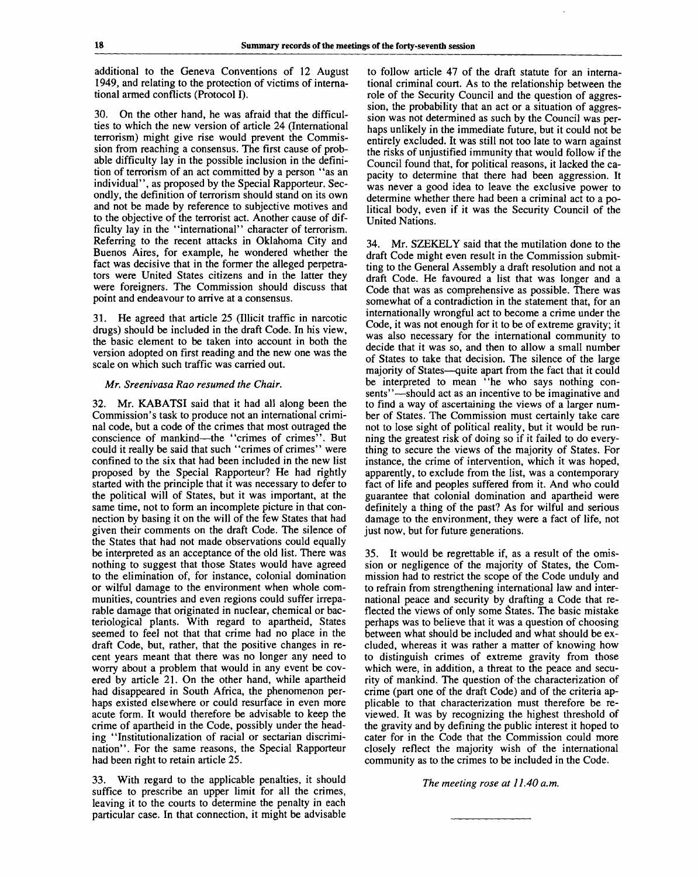additional to the Geneva Conventions of 12 August 1949, and relating to the protection of victims of international armed conflicts (Protocol I).

30. On the other hand, he was afraid that the difficulties to which the new version of article 24 (International terrorism) might give rise would prevent the Commission from reaching a consensus. The first cause of probable difficulty lay in the possible inclusion in the definition of terrorism of an act committed by a person "as an individual", as proposed by the Special Rapporteur. Secondly, the definition of terrorism should stand on its own and not be made by reference to subjective motives and to the objective of the terrorist act. Another cause of difficulty lay in the "international" character of terrorism. Referring to the recent attacks in Oklahoma City and Buenos Aires, for example, he wondered whether the fact was decisive that in the former the alleged perpetrators were United States citizens and in the latter they were foreigners. The Commission should discuss that point and endeavour to arrive at a consensus.

31. He agreed that article 25 (Illicit traffic in narcotic drugs) should be included in the draft Code. In his view, the basic element to be taken into account in both the version adopted on first reading and the new one was the scale on which such traffic was carried out.

*Mr. Sreenivasa Rao resumed the Chair.*

32. Mr. KABATSI said that it had all along been the Commission's task to produce not an international criminal code, but a code of the crimes that most outraged the conscience of mankind—the "crimes of crimes". But could it really be said that such "crimes of crimes" were confined to the six that had been included in the new list proposed by the Special Rapporteur? He had rightly started with the principle that it was necessary to defer to the political will of States, but it was important, at the same time, not to form an incomplete picture in that connection by basing it on the will of the few States that had given their comments on the draft Code. The silence of the States that had not made observations could equally be interpreted as an acceptance of the old list. There was nothing to suggest that those States would have agreed to the elimination of, for instance, colonial domination or wilful damage to the environment when whole communities, countries and even regions could suffer irreparable damage that originated in nuclear, chemical or bacteriological plants. With regard to apartheid, States seemed to feel not that that crime had no place in the draft Code, but, rather, that the positive changes in recent years meant that there was no longer any need to worry about a problem that would in any event be covered by article 21. On the other hand, while apartheid had disappeared in South Africa, the phenomenon perhaps existed elsewhere or could resurface in even more acute form. It would therefore be advisable to keep the crime of apartheid in the Code, possibly under the heading "Institutionalization of racial or sectarian discrimination". For the same reasons, the Special Rapporteur had been right to retain article 25.

33. With regard to the applicable penalties, it should suffice to prescribe an upper limit for all the crimes, leaving it to the courts to determine the penalty in each particular case. In that connection, it might be advisable to follow article 47 of the draft statute for an international criminal court. As to the relationship between the role of the Security Council and the question of aggression, the probability that an act or a situation of aggression was not determined as such by the Council was perhaps unlikely in the immediate future, but it could not be entirely excluded. It was still not too late to warn against the risks of unjustified immunity that would follow if the Council found that, for political reasons, it lacked the capacity to determine that there had been aggression. It was never a good idea to leave the exclusive power to determine whether there had been a criminal act to a political body, even if it was the Security Council of the United Nations.

34. Mr. SZEKELY said that the mutilation done to the draft Code might even result in the Commission submitting to the General Assembly a draft resolution and not a draft Code. He favoured a list that was longer and a Code that was as comprehensive as possible. There was somewhat of a contradiction in the statement that, for an internationally wrongful act to become a crime under the Code, it was not enough for it to be of extreme gravity; it was also necessary for the international community to decide that it was so, and then to allow a small number of States to take that decision. The silence of the large majority of States—quite apart from the fact that it could be interpreted to mean "he who says nothing consents"—should act as an incentive to be imaginative and to find a way of ascertaining the views of a larger number of States. The Commission must certainly take care not to lose sight of political reality, but it would be running the greatest risk of doing so if it failed to do everything to secure the views of the majority of States. For instance, the crime of intervention, which it was hoped, apparently, to exclude from the list, was a contemporary fact of life and peoples suffered from it. And who could guarantee that colonial domination and apartheid were definitely a thing of the past? As for wilful and serious damage to the environment, they were a fact of life, not just now, but for future generations.

35. It would be regrettable if, as a result of the omission or negligence of the majority of States, the Commission had to restrict the scope of the Code unduly and to refrain from strengthening international law and international peace and security by drafting a Code that reflected the views of only some States. The basic mistake perhaps was to believe that it was a question of choosing between what should be included and what should be excluded, whereas it was rather a matter of knowing how to distinguish crimes of extreme gravity from those which were, in addition, a threat to the peace and security of mankind. The question of the characterization of crime (part one of the draft Code) and of the criteria applicable to that characterization must therefore be reviewed. It was by recognizing the highest threshold of the gravity and by defining the public interest it hoped to cater for in the Code that the Commission could more closely reflect the majority wish of the international community as to the crimes to be included in the Code.

*The meeting rose at 11.40 a.m.*